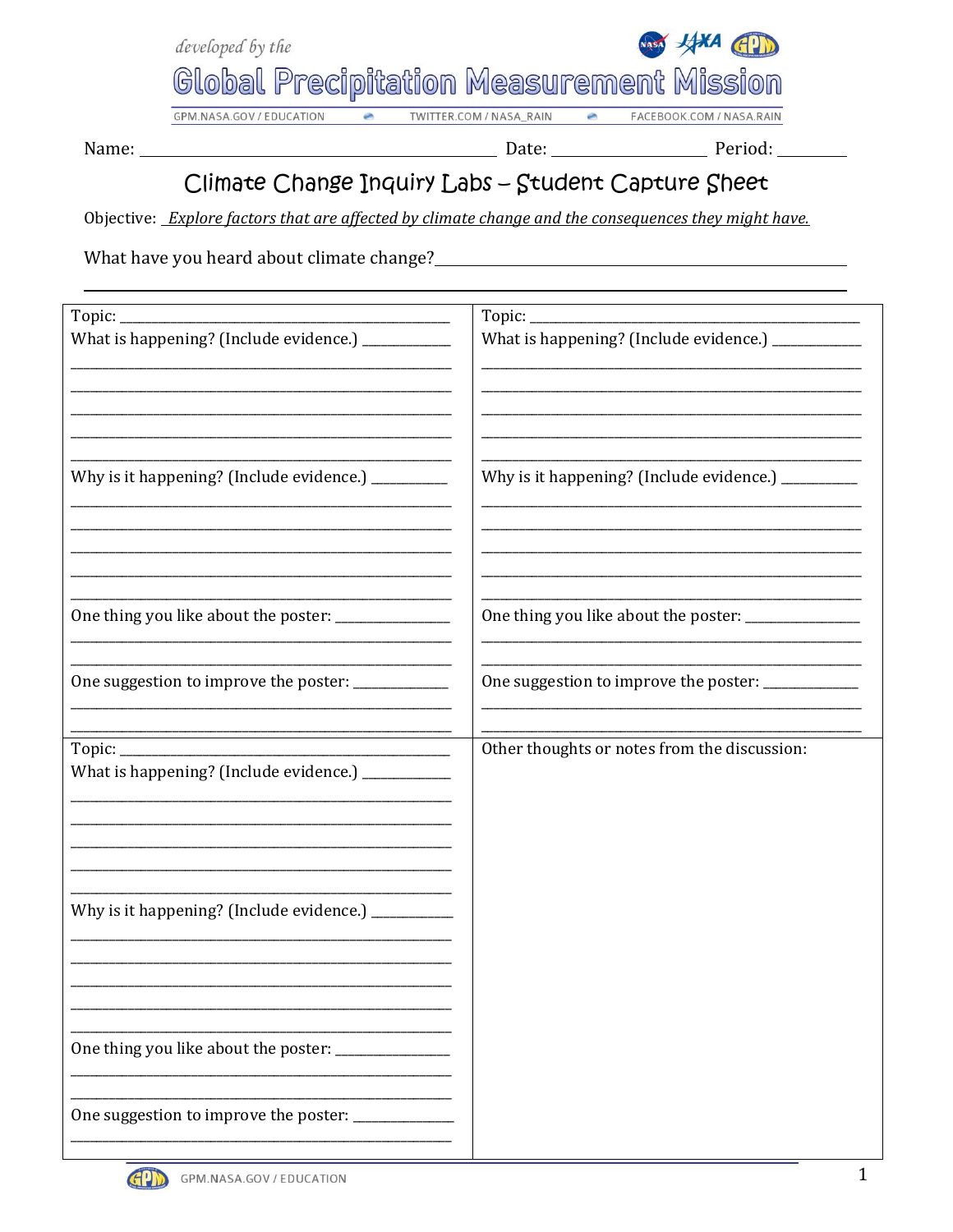developed by the

# Global Precipitation Measurement Mission

GPM.NASA.GOV / EDUCATION TWITTER.COM / NASA_RAIN FACEBOOK.COM / NASA.RAIN

Name: ______________________________ Date: ______________ Period: ________

## Climate Change Inquiry Labs – Student Capture Sheet

Objective: *Explore factors that are affected by climate change and the consequences they might have.*

What have you heard about climate change? ____________________________________________

______________________________________________________________________

| | |
|---|---|
| Topic: ________________________________<br>What is happening? (Include evidence.) ___________<br>________________________________________<br>________________________________________<br>________________________________________<br>________________________________________<br>________________________________________<br>Why is it happening? (Include evidence.) _________<br>________________________________________<br>________________________________________<br>________________________________________<br>________________________________________<br>________________________________________<br>One thing you like about the poster: ______________<br>________________________________________<br>________________________________________<br>One suggestion to improve the poster: ____________<br>________________________________________<br>________________________________________ | Topic: ________________________________<br>What is happening? (Include evidence.) ___________<br>________________________________________<br>________________________________________<br>________________________________________<br>________________________________________<br>________________________________________<br>Why is it happening? (Include evidence.) _________<br>________________________________________<br>________________________________________<br>________________________________________<br>________________________________________<br>________________________________________<br>One thing you like about the poster: ______________<br>________________________________________<br>________________________________________<br>One suggestion to improve the poster: ____________<br>________________________________________<br>________________________________________ |
| Topic: ________________________________<br>What is happening? (Include evidence.) ___________<br>________________________________________<br>________________________________________<br>________________________________________<br>________________________________________<br>________________________________________<br>Why is it happening? (Include evidence.) _________<br>________________________________________<br>________________________________________<br>________________________________________<br>________________________________________<br>________________________________________<br>One thing you like about the poster: ______________<br>________________________________________<br>________________________________________<br>One suggestion to improve the poster: ____________<br>________________________________________ | Other thoughts or notes from the discussion: |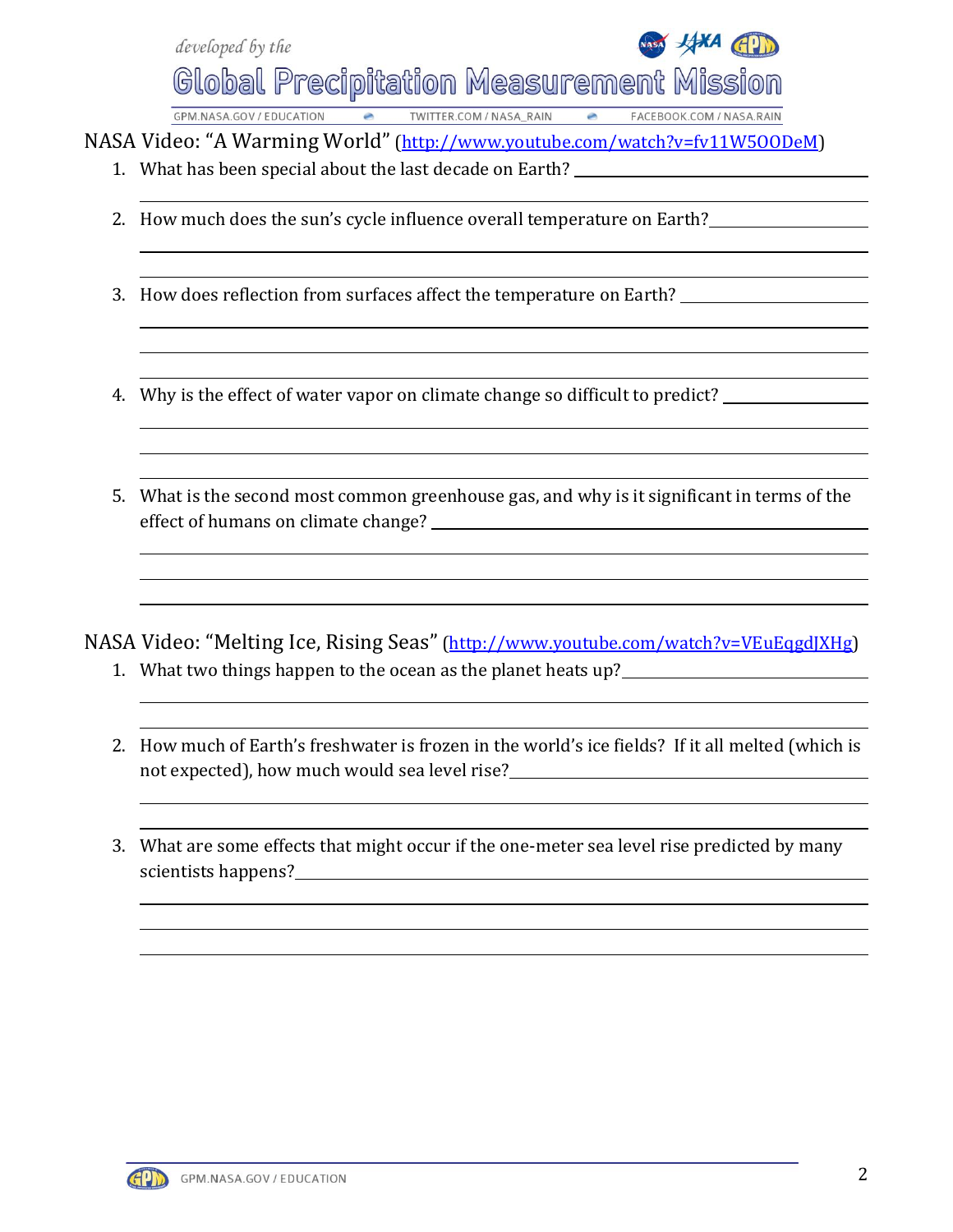## NASA Video: "A Warming World" (http://www.youtube.com/watch?v=fv11W5OODeM)

1. What has been special about the last decade on Earth?
2. How much does the sun's cycle influence overall temperature on Earth?
3. How does reflection from surfaces affect the temperature on Earth?
4. Why is the effect of water vapor on climate change so difficult to predict?
5. What is the second most common greenhouse gas, and why is it significant in terms of the effect of humans on climate change?

## NASA Video: "Melting Ice, Rising Seas" (http://www.youtube.com/watch?v=VEuEqgdJXHg)

1. What two things happen to the ocean as the planet heats up?
2. How much of Earth's freshwater is frozen in the world's ice fields? If it all melted (which is not expected), how much would sea level rise?
3. What are some effects that might occur if the one-meter sea level rise predicted by many scientists happens?